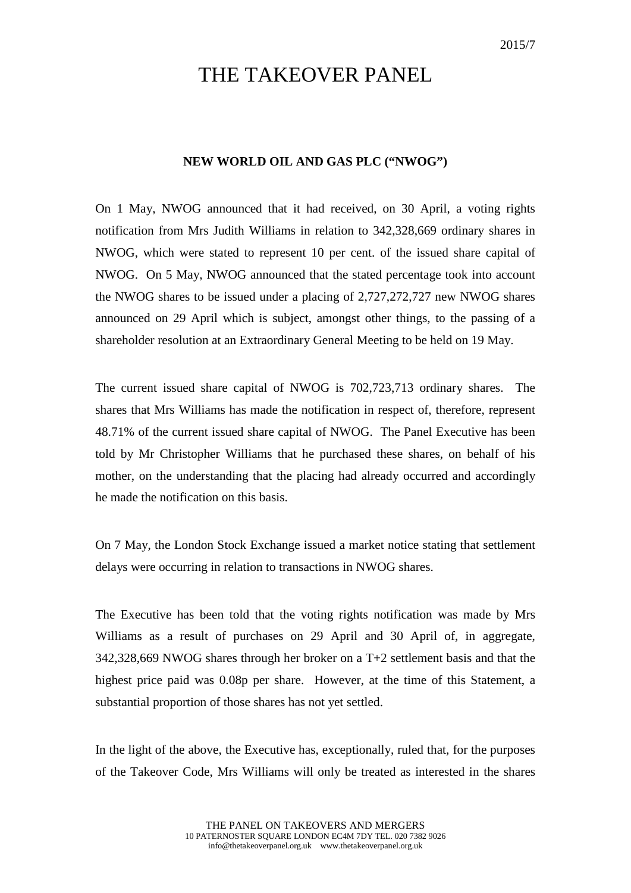2015/7

# THE TAKEOVER PANEL

**NEW WORLD OIL AND GAS PLC ("NWOG")**

On 1 May, NWOG announced that it had received, on 30 April, a voting rights notification from Mrs Judith Williams in relation to 342,328,669 ordinary shares in NWOG, which were stated to represent 10 per cent. of the issued share capital of NWOG. On 5 May, NWOG announced that the stated percentage took into account the NWOG shares to be issued under a placing of 2,727,272,727 new NWOG shares announced on 29 April which is subject, amongst other things, to the passing of a shareholder resolution at an Extraordinary General Meeting to be held on 19 May.

The current issued share capital of NWOG is 702,723,713 ordinary shares. The shares that Mrs Williams has made the notification in respect of, therefore, represent 48.71% of the current issued share capital of NWOG. The Panel Executive has been told by Mr Christopher Williams that he purchased these shares, on behalf of his mother, on the understanding that the placing had already occurred and accordingly he made the notification on this basis.

On 7 May, the London Stock Exchange issued a market notice stating that settlement delays were occurring in relation to transactions in NWOG shares.

The Executive has been told that the voting rights notification was made by Mrs Williams as a result of purchases on 29 April and 30 April of, in aggregate, 342,328,669 NWOG shares through her broker on a T+2 settlement basis and that the highest price paid was 0.08p per share. However, at the time of this Statement, a substantial proportion of those shares has not yet settled.

In the light of the above, the Executive has, exceptionally, ruled that, for the purposes of the Takeover Code, Mrs Williams will only be treated as interested in the shares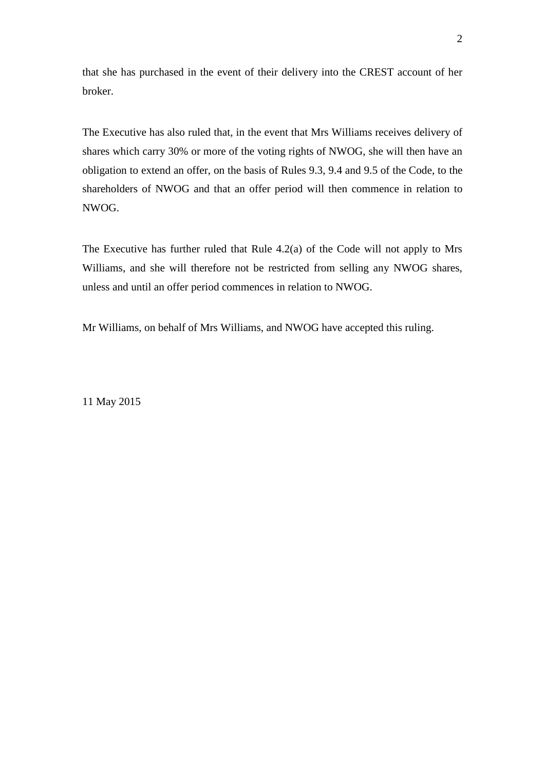that she has purchased in the event of their delivery into the CREST account of her broker.

The Executive has also ruled that, in the event that Mrs Williams receives delivery of shares which carry 30% or more of the voting rights of NWOG, she will then have an obligation to extend an offer, on the basis of Rules 9.3, 9.4 and 9.5 of the Code, to the shareholders of NWOG and that an offer period will then commence in relation to NWOG.

The Executive has further ruled that Rule 4.2(a) of the Code will not apply to Mrs Williams, and she will therefore not be restricted from selling any NWOG shares, unless and until an offer period commences in relation to NWOG.

Mr Williams, on behalf of Mrs Williams, and NWOG have accepted this ruling.

11 May 2015